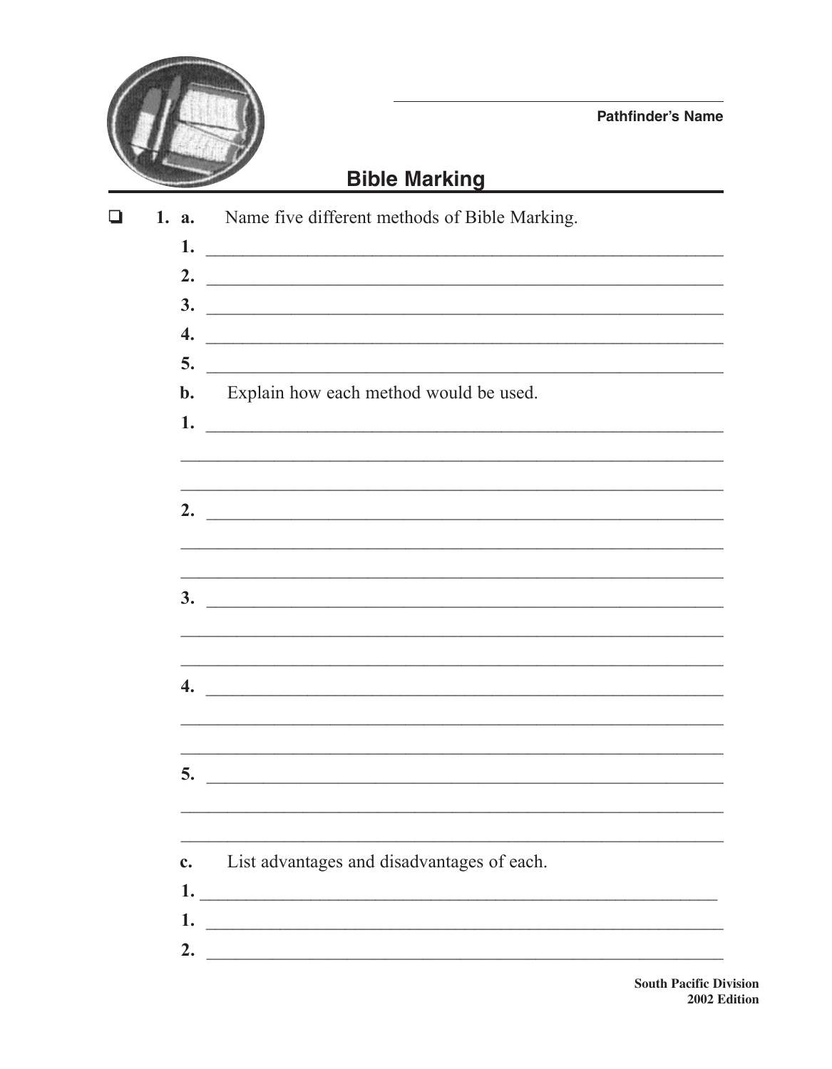_______________________________

**Pathfinder's Name**

# Bible Marking

❑ **1. a.** Name five different methods of Bible Marking.

**1.** ____________________________________________

**2.** ____________________________________________

**3.** ____________________________________________

**4.** ____________________________________________

**5.** ____________________________________________

**b.** Explain how each method would be used.

**1.** ____________________________________________

____________________________________________

____________________________________________

**2.** ____________________________________________

____________________________________________

____________________________________________

**3.** ____________________________________________

____________________________________________

____________________________________________

**4.** ____________________________________________

____________________________________________

____________________________________________

**5.** ____________________________________________

____________________________________________

____________________________________________

**c.** List advantages and disadvantages of each.

**1.** ____________________________________________

**1.** ____________________________________________

**2.** ____________________________________________

**South Pacific Division**
**2002 Edition**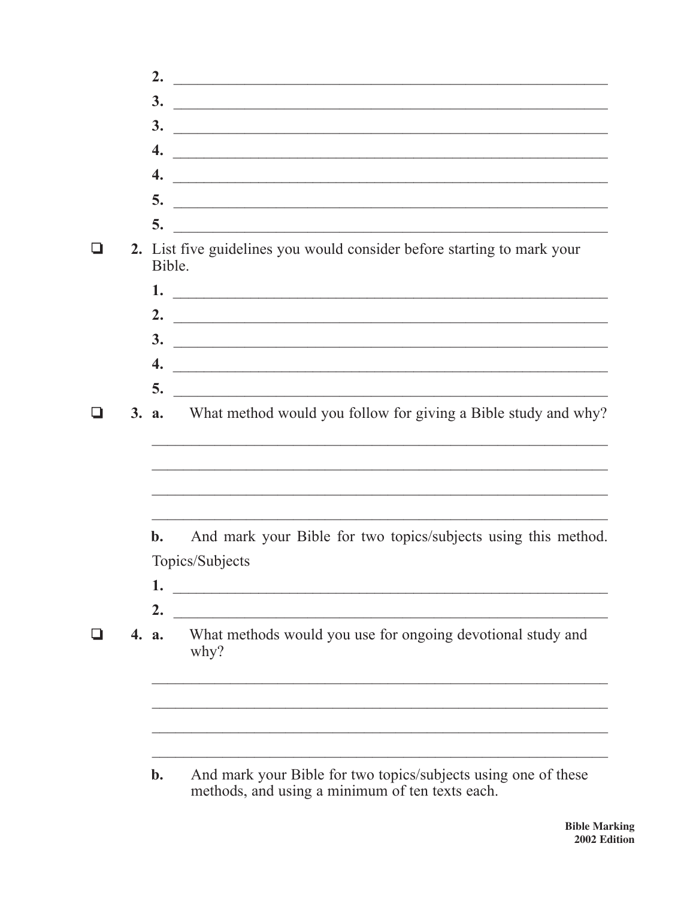2. ____________________________________________________________

3. ____________________________________________________________

3. ____________________________________________________________

4. ____________________________________________________________

4. ____________________________________________________________

5. ____________________________________________________________

5. ____________________________________________________________

❑ **2.** List five guidelines you would consider before starting to mark your Bible.

1. ____________________________________________________________

2. ____________________________________________________________

3. ____________________________________________________________

4. ____________________________________________________________

5. ____________________________________________________________

❑ **3. a.** What method would you follow for giving a Bible study and why?

____________________________________________________________

____________________________________________________________

____________________________________________________________

____________________________________________________________

**b.** And mark your Bible for two topics/subjects using this method.

Topics/Subjects

1. ____________________________________________________________

2. ____________________________________________________________

❑ **4. a.** What methods would you use for ongoing devotional study and why?

____________________________________________________________

____________________________________________________________

____________________________________________________________

____________________________________________________________

**b.** And mark your Bible for two topics/subjects using one of these methods, and using a minimum of ten texts each.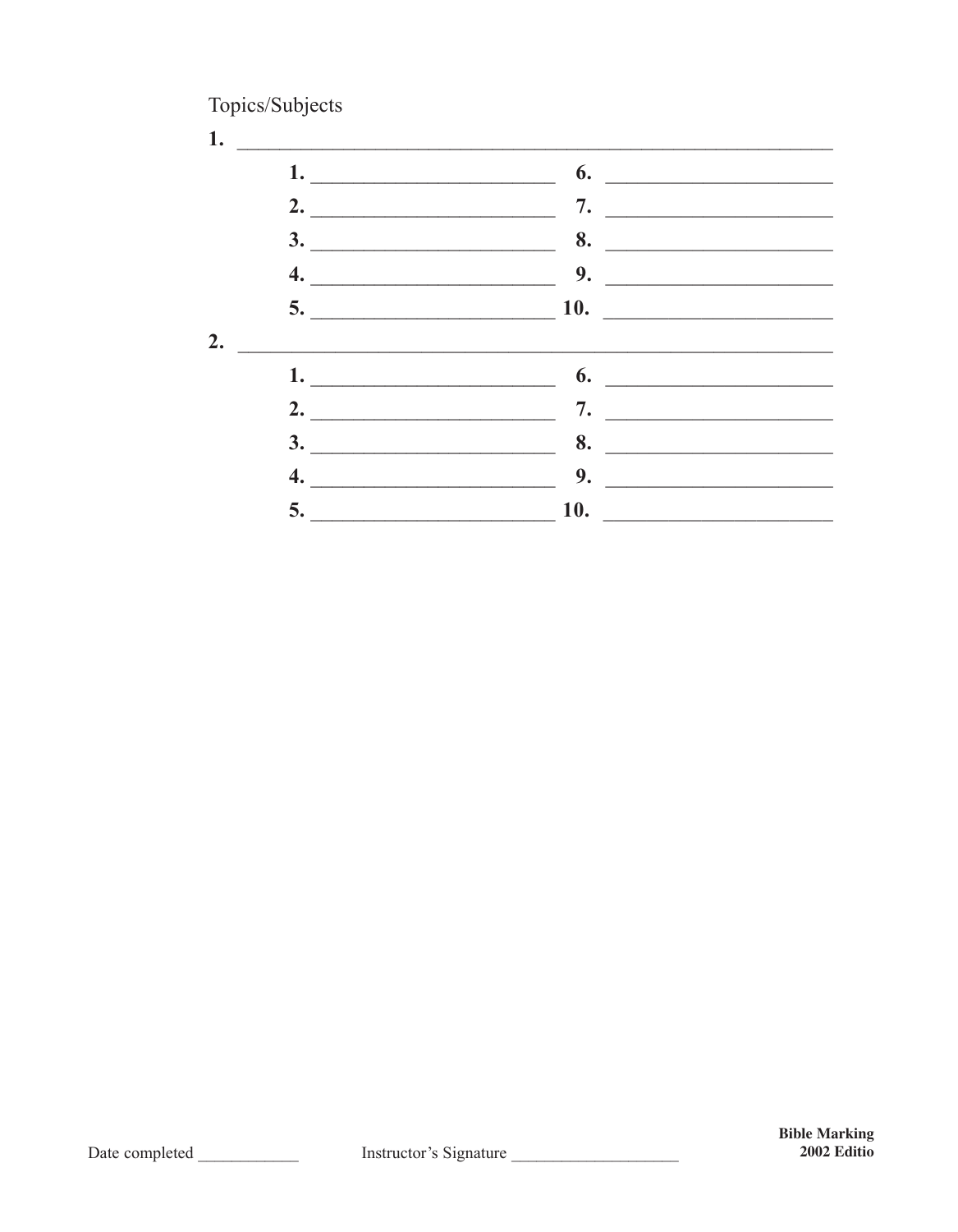Topics/Subjects

**1.** ______________________________________________

| | |
|---|---|
| **1.** ____________________ | **6.** ____________________ |
| **2.** ____________________ | **7.** ____________________ |
| **3.** ____________________ | **8.** ____________________ |
| **4.** ____________________ | **9.** ____________________ |
| **5.** ____________________ | **10.** ____________________ |

**2.** ______________________________________________

| | |
|---|---|
| **1.** ____________________ | **6.** ____________________ |
| **2.** ____________________ | **7.** ____________________ |
| **3.** ____________________ | **8.** ____________________ |
| **4.** ____________________ | **9.** ____________________ |
| **5.** ____________________ | **10.** ____________________ |

Date completed ____________ Instructor's Signature ____________________

**Bible Marking**
**2002 Editio**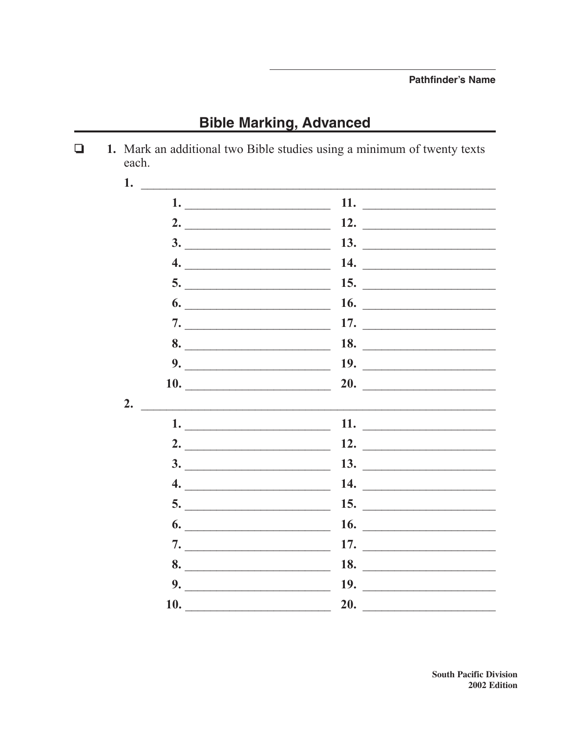Pathfinder's Name: \_\_\_\_\_\_\_\_\_\_\_\_\_\_\_\_\_\_\_\_\_\_\_\_

## Bible Marking, Advanced

☐ **1.** Mark an additional two Bible studies using a minimum of twenty texts each.

**1.** \_\_\_\_\_\_\_\_\_\_\_\_\_\_\_\_\_\_\_\_\_\_\_\_\_\_\_\_\_\_\_\_\_\_\_\_\_\_\_\_

| | |
|---|---|
| **1.** \_\_\_\_\_\_\_\_\_\_\_\_\_\_\_\_\_\_ | **11.** \_\_\_\_\_\_\_\_\_\_\_\_\_\_\_\_\_\_ |
| **2.** \_\_\_\_\_\_\_\_\_\_\_\_\_\_\_\_\_\_ | **12.** \_\_\_\_\_\_\_\_\_\_\_\_\_\_\_\_\_\_ |
| **3.** \_\_\_\_\_\_\_\_\_\_\_\_\_\_\_\_\_\_ | **13.** \_\_\_\_\_\_\_\_\_\_\_\_\_\_\_\_\_\_ |
| **4.** \_\_\_\_\_\_\_\_\_\_\_\_\_\_\_\_\_\_ | **14.** \_\_\_\_\_\_\_\_\_\_\_\_\_\_\_\_\_\_ |
| **5.** \_\_\_\_\_\_\_\_\_\_\_\_\_\_\_\_\_\_ | **15.** \_\_\_\_\_\_\_\_\_\_\_\_\_\_\_\_\_\_ |
| **6.** \_\_\_\_\_\_\_\_\_\_\_\_\_\_\_\_\_\_ | **16.** \_\_\_\_\_\_\_\_\_\_\_\_\_\_\_\_\_\_ |
| **7.** \_\_\_\_\_\_\_\_\_\_\_\_\_\_\_\_\_\_ | **17.** \_\_\_\_\_\_\_\_\_\_\_\_\_\_\_\_\_\_ |
| **8.** \_\_\_\_\_\_\_\_\_\_\_\_\_\_\_\_\_\_ | **18.** \_\_\_\_\_\_\_\_\_\_\_\_\_\_\_\_\_\_ |
| **9.** \_\_\_\_\_\_\_\_\_\_\_\_\_\_\_\_\_\_ | **19.** \_\_\_\_\_\_\_\_\_\_\_\_\_\_\_\_\_\_ |
| **10.** \_\_\_\_\_\_\_\_\_\_\_\_\_\_\_\_\_\_ | **20.** \_\_\_\_\_\_\_\_\_\_\_\_\_\_\_\_\_\_ |

**2.** \_\_\_\_\_\_\_\_\_\_\_\_\_\_\_\_\_\_\_\_\_\_\_\_\_\_\_\_\_\_\_\_\_\_\_\_\_\_\_\_

| | |
|---|---|
| **1.** \_\_\_\_\_\_\_\_\_\_\_\_\_\_\_\_\_\_ | **11.** \_\_\_\_\_\_\_\_\_\_\_\_\_\_\_\_\_\_ |
| **2.** \_\_\_\_\_\_\_\_\_\_\_\_\_\_\_\_\_\_ | **12.** \_\_\_\_\_\_\_\_\_\_\_\_\_\_\_\_\_\_ |
| **3.** \_\_\_\_\_\_\_\_\_\_\_\_\_\_\_\_\_\_ | **13.** \_\_\_\_\_\_\_\_\_\_\_\_\_\_\_\_\_\_ |
| **4.** \_\_\_\_\_\_\_\_\_\_\_\_\_\_\_\_\_\_ | **14.** \_\_\_\_\_\_\_\_\_\_\_\_\_\_\_\_\_\_ |
| **5.** \_\_\_\_\_\_\_\_\_\_\_\_\_\_\_\_\_\_ | **15.** \_\_\_\_\_\_\_\_\_\_\_\_\_\_\_\_\_\_ |
| **6.** \_\_\_\_\_\_\_\_\_\_\_\_\_\_\_\_\_\_ | **16.** \_\_\_\_\_\_\_\_\_\_\_\_\_\_\_\_\_\_ |
| **7.** \_\_\_\_\_\_\_\_\_\_\_\_\_\_\_\_\_\_ | **17.** \_\_\_\_\_\_\_\_\_\_\_\_\_\_\_\_\_\_ |
| **8.** \_\_\_\_\_\_\_\_\_\_\_\_\_\_\_\_\_\_ | **18.** \_\_\_\_\_\_\_\_\_\_\_\_\_\_\_\_\_\_ |
| **9.** \_\_\_\_\_\_\_\_\_\_\_\_\_\_\_\_\_\_ | **19.** \_\_\_\_\_\_\_\_\_\_\_\_\_\_\_\_\_\_ |
| **10.** \_\_\_\_\_\_\_\_\_\_\_\_\_\_\_\_\_\_ | **20.** \_\_\_\_\_\_\_\_\_\_\_\_\_\_\_\_\_\_ |

**South Pacific Division**
**2002 Edition**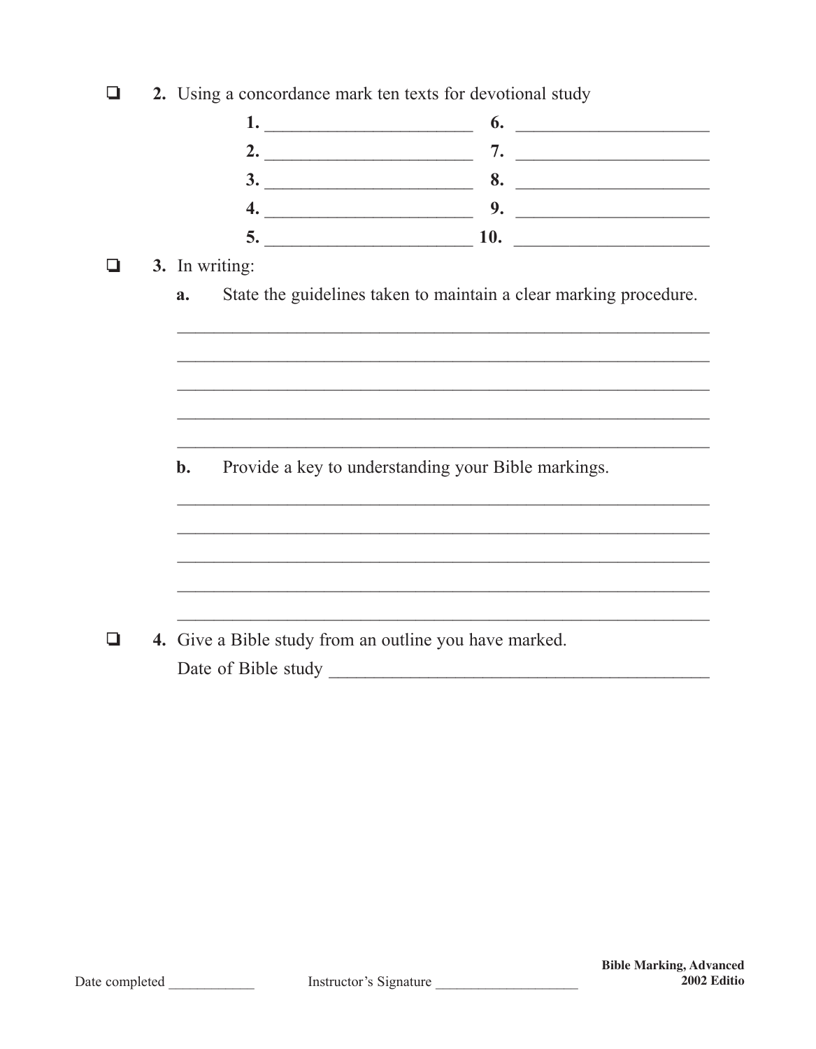- [ ] **2.** Using a concordance mark ten texts for devotional study

| | |
|---|---|
| **1.** _______________________ | **6.** _______________________ |
| **2.** _______________________ | **7.** _______________________ |
| **3.** _______________________ | **8.** _______________________ |
| **4.** _______________________ | **9.** _______________________ |
| **5.** _______________________ | **10.** _______________________ |

- [ ] **3.** In writing:

  **a.** State the guidelines taken to maintain a clear marking procedure.

  ____________________________________________________________

  ____________________________________________________________

  ____________________________________________________________

  ____________________________________________________________

  ____________________________________________________________

  **b.** Provide a key to understanding your Bible markings.

  ____________________________________________________________

  ____________________________________________________________

  ____________________________________________________________

  ____________________________________________________________

  ____________________________________________________________

- [ ] **4.** Give a Bible study from an outline you have marked.

  Date of Bible study __________________________________________

Date completed ____________ Instructor's Signature ____________________

**Bible Marking, Advanced**
**2002 Editio**